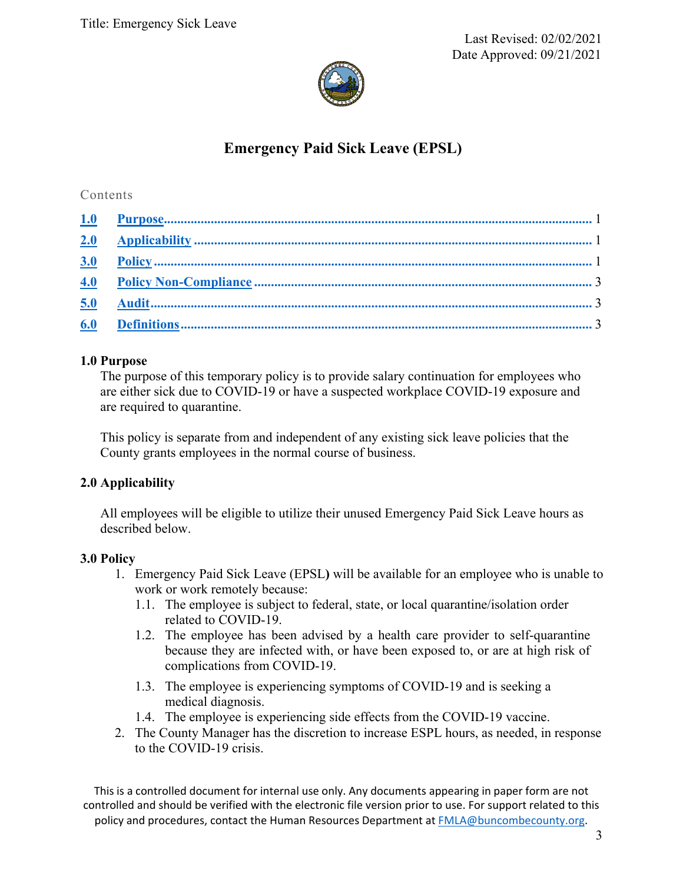Title: Emergency Sick Leave

Last Revised: 02/02/2021
Date Approved: 09/21/2021

# Emergency Paid Sick Leave (EPSL)

Contents

- 1.0 Purpose ..... 1
- 2.0 Applicability ..... 1
- 3.0 Policy ..... 1
- 4.0 Policy Non-Compliance ..... 3
- 5.0 Audit ..... 3
- 6.0 Definitions ..... 3

## 1.0 Purpose

The purpose of this temporary policy is to provide salary continuation for employees who are either sick due to COVID-19 or have a suspected workplace COVID-19 exposure and are required to quarantine.

This policy is separate from and independent of any existing sick leave policies that the County grants employees in the normal course of business.

## 2.0 Applicability

All employees will be eligible to utilize their unused Emergency Paid Sick Leave hours as described below.

## 3.0 Policy

1. Emergency Paid Sick Leave (EPSL**)** will be available for an employee who is unable to work or work remotely because:
   - 1.1. The employee is subject to federal, state, or local quarantine/isolation order related to COVID-19.
   - 1.2. The employee has been advised by a health care provider to self-quarantine because they are infected with, or have been exposed to, or are at high risk of complications from COVID-19.
   - 1.3. The employee is experiencing symptoms of COVID-19 and is seeking a medical diagnosis.
   - 1.4. The employee is experiencing side effects from the COVID-19 vaccine.
2. The County Manager has the discretion to increase ESPL hours, as needed, in response to the COVID-19 crisis.

This is a controlled document for internal use only. Any documents appearing in paper form are not controlled and should be verified with the electronic file version prior to use. For support related to this policy and procedures, contact the Human Resources Department at FMLA@buncombecounty.org.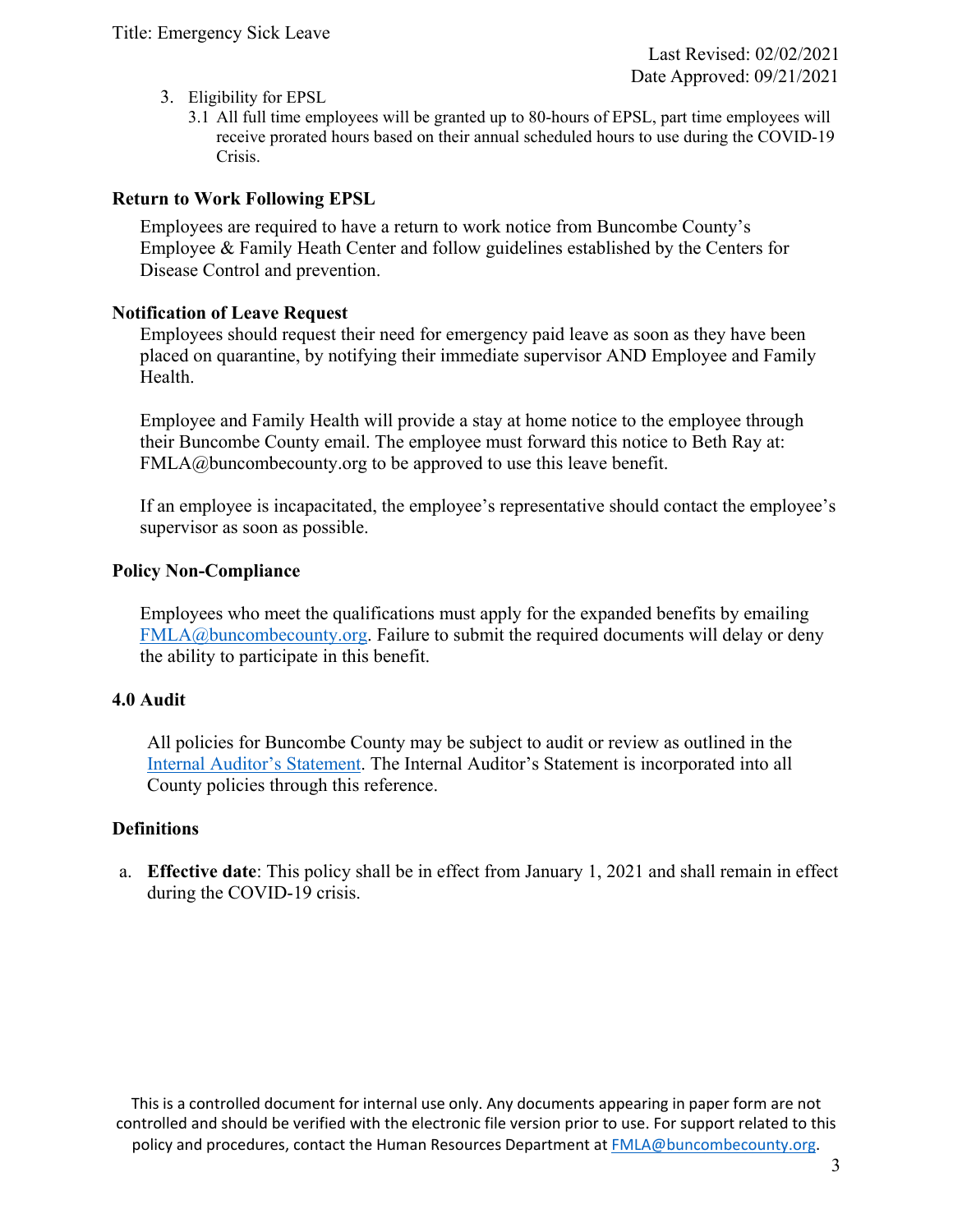3. Eligibility for EPSL
    3.1 All full time employees will be granted up to 80-hours of EPSL, part time employees will receive prorated hours based on their annual scheduled hours to use during the COVID-19 Crisis.

## Return to Work Following EPSL

Employees are required to have a return to work notice from Buncombe County's Employee & Family Heath Center and follow guidelines established by the Centers for Disease Control and prevention.

## Notification of Leave Request

Employees should request their need for emergency paid leave as soon as they have been placed on quarantine, by notifying their immediate supervisor AND Employee and Family Health.

Employee and Family Health will provide a stay at home notice to the employee through their Buncombe County email. The employee must forward this notice to Beth Ray at: FMLA@buncombecounty.org to be approved to use this leave benefit.

If an employee is incapacitated, the employee's representative should contact the employee's supervisor as soon as possible.

## Policy Non-Compliance

Employees who meet the qualifications must apply for the expanded benefits by emailing FMLA@buncombecounty.org. Failure to submit the required documents will delay or deny the ability to participate in this benefit.

## 4.0 Audit

All policies for Buncombe County may be subject to audit or review as outlined in the Internal Auditor's Statement. The Internal Auditor's Statement is incorporated into all County policies through this reference.

## Definitions

a. **Effective date**: This policy shall be in effect from January 1, 2021 and shall remain in effect during the COVID-19 crisis.